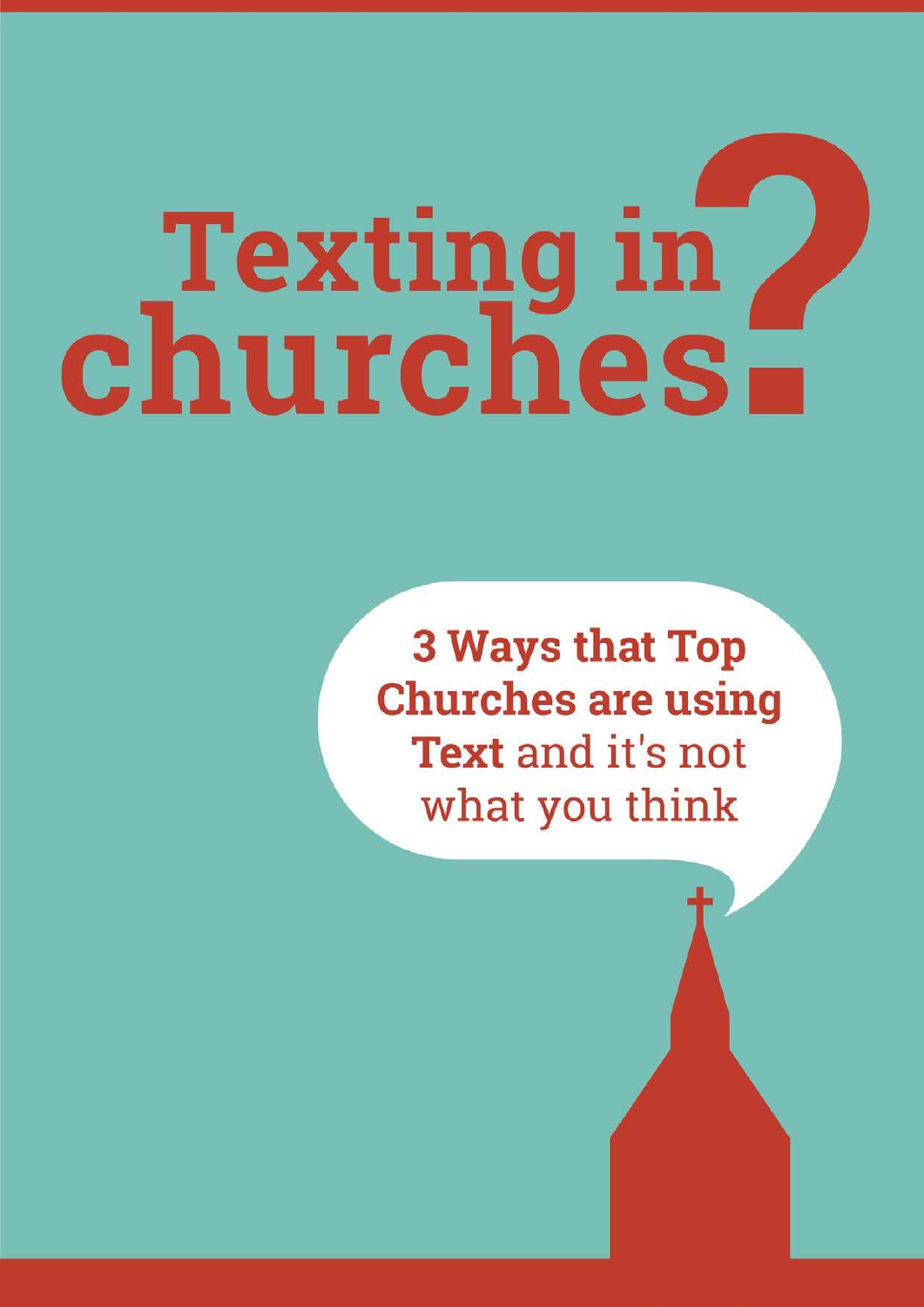# Texting in churches?

**3 Ways that Top Churches are using Text** and it's not what you think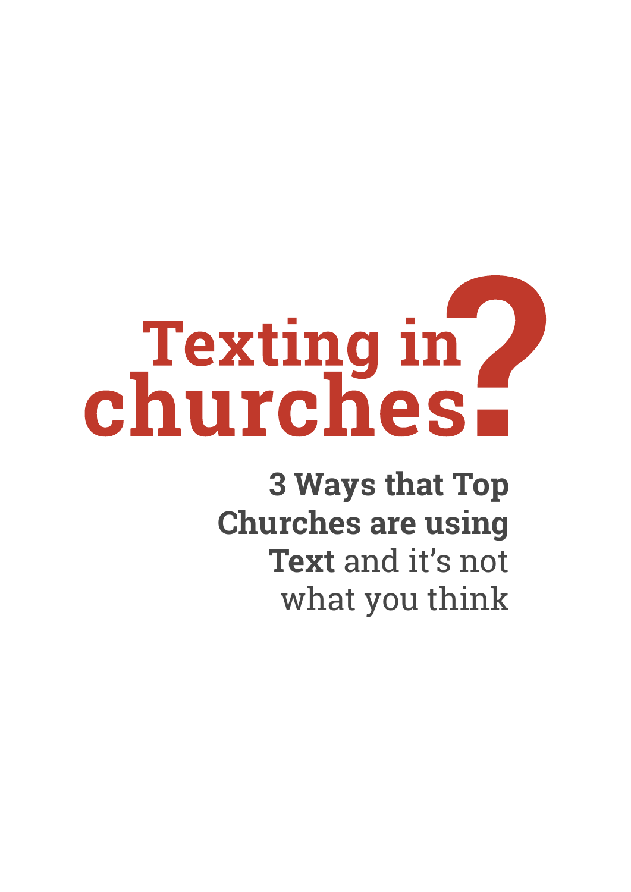# Texting in churches?

**3 Ways that Top Churches are using Text** and it's not what you think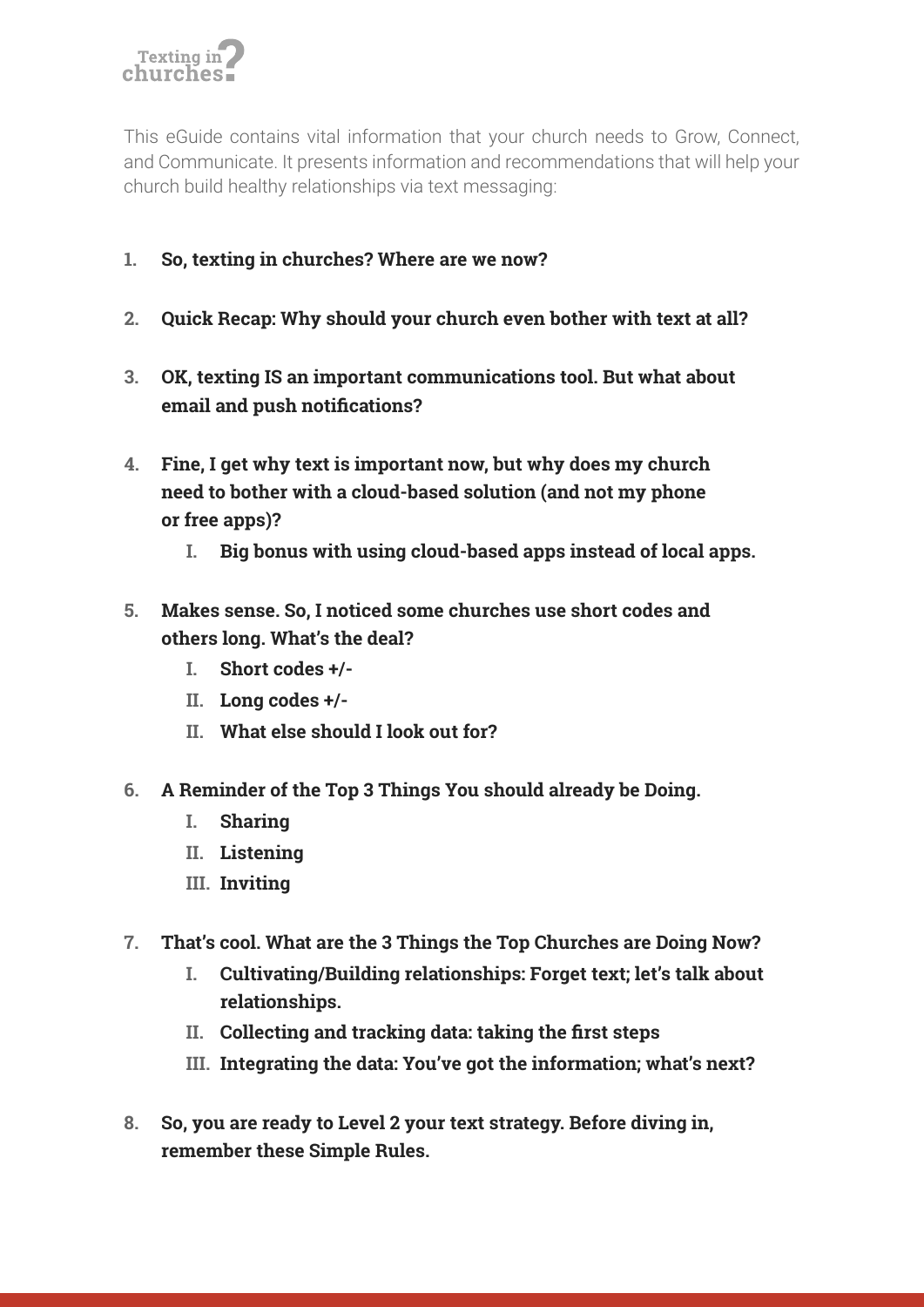This eGuide contains vital information that your church needs to Grow, Connect, and Communicate. It presents information and recommendations that will help your church build healthy relationships via text messaging:

1. **So, texting in churches? Where are we now?**

2. **Quick Recap: Why should your church even bother with text at all?**

3. **OK, texting IS an important communications tool. But what about email and push notifications?**

4. **Fine, I get why text is important now, but why does my church need to bother with a cloud-based solution (and not my phone or free apps)?**
   - I. **Big bonus with using cloud-based apps instead of local apps.**

5. **Makes sense. So, I noticed some churches use short codes and others long. What's the deal?**
   - I. **Short codes +/-**
   - II. **Long codes +/-**
   - II. **What else should I look out for?**

6. **A Reminder of the Top 3 Things You should already be Doing.**
   - I. **Sharing**
   - II. **Listening**
   - III. **Inviting**

7. **That's cool. What are the 3 Things the Top Churches are Doing Now?**
   - I. **Cultivating/Building relationships: Forget text; let's talk about relationships.**
   - II. **Collecting and tracking data: taking the first steps**
   - III. **Integrating the data: You've got the information; what's next?**

8. **So, you are ready to Level 2 your text strategy. Before diving in, remember these Simple Rules.**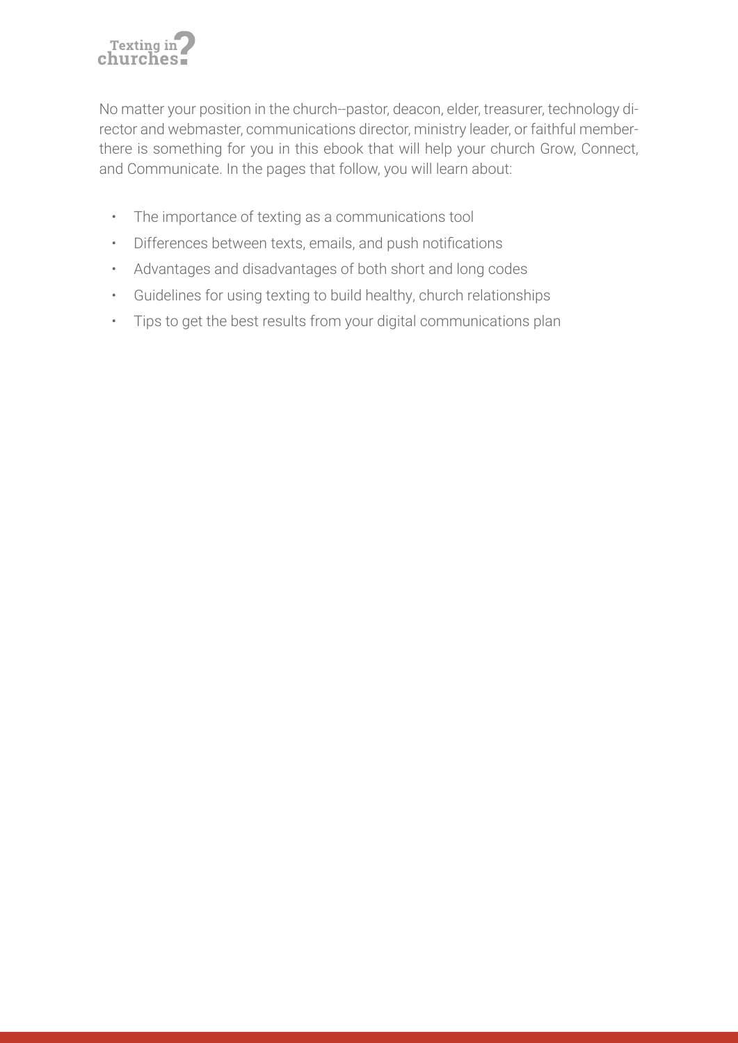No matter your position in the church--pastor, deacon, elder, treasurer, technology director and webmaster, communications director, ministry leader, or faithful member-there is something for you in this ebook that will help your church Grow, Connect, and Communicate. In the pages that follow, you will learn about:

- The importance of texting as a communications tool
- Differences between texts, emails, and push notifications
- Advantages and disadvantages of both short and long codes
- Guidelines for using texting to build healthy, church relationships
- Tips to get the best results from your digital communications plan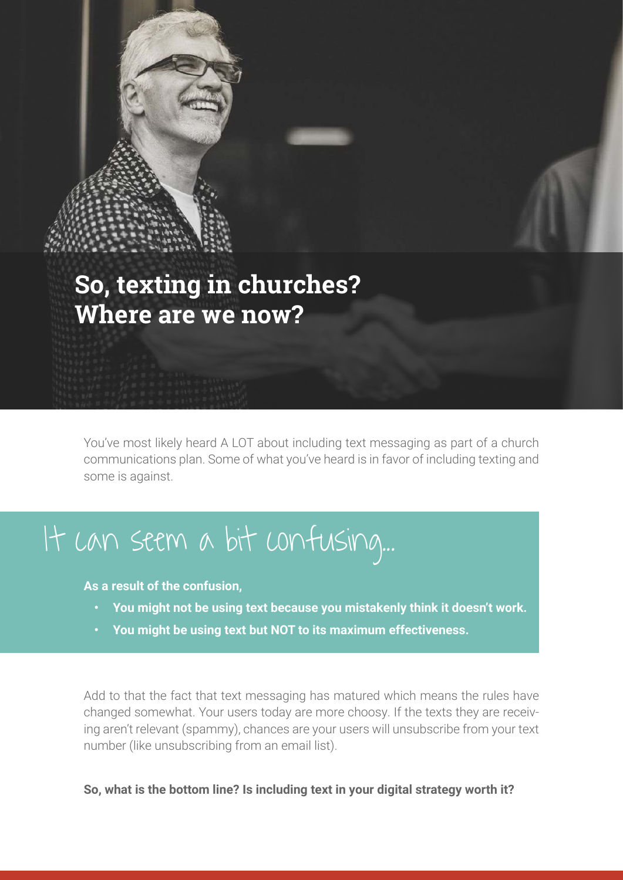# So, texting in churches? Where are we now?

You've most likely heard A LOT about including text messaging as part of a church communications plan. Some of what you've heard is in favor of including texting and some is against.

## It can seem a bit confusing...

**As a result of the confusion,**

- **You might not be using text because you mistakenly think it doesn't work.**
- **You might be using text but NOT to its maximum effectiveness.**

Add to that the fact that text messaging has matured which means the rules have changed somewhat. Your users today are more choosy. If the texts they are receiving aren't relevant (spammy), chances are your users will unsubscribe from your text number (like unsubscribing from an email list).

**So, what is the bottom line? Is including text in your digital strategy worth it?**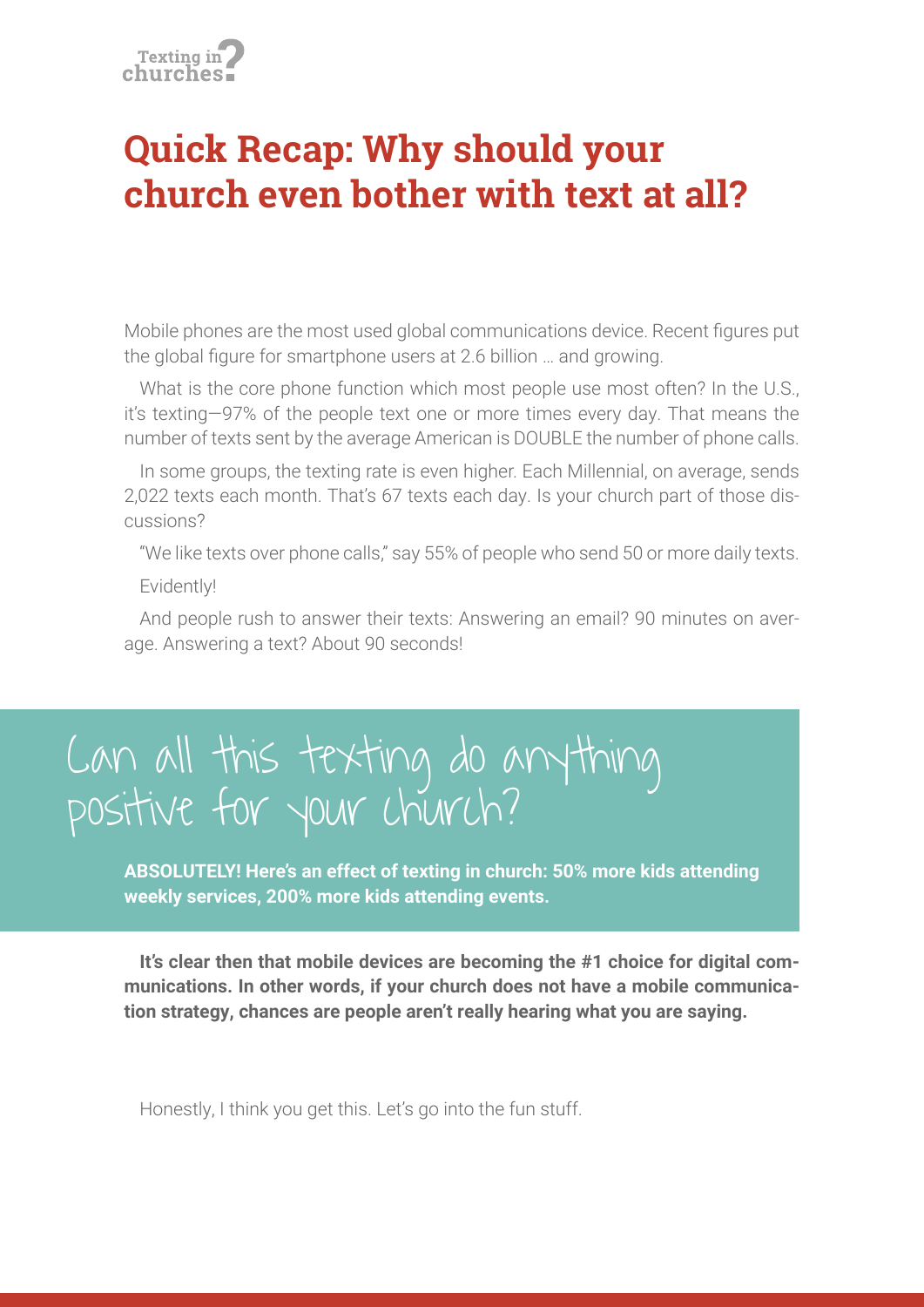## Quick Recap: Why should your church even bother with text at all?

Mobile phones are the most used global communications device. Recent figures put the global figure for smartphone users at 2.6 billion … and growing.

What is the core phone function which most people use most often? In the U.S., it's texting—97% of the people text one or more times every day. That means the number of texts sent by the average American is DOUBLE the number of phone calls.

In some groups, the texting rate is even higher. Each Millennial, on average, sends 2,022 texts each month. That's 67 texts each day. Is your church part of those discussions?

"We like texts over phone calls," say 55% of people who send 50 or more daily texts.

Evidently!

And people rush to answer their texts: Answering an email? 90 minutes on average. Answering a text? About 90 seconds!

### Can all this texting do anything positive for your church?

**ABSOLUTELY! Here's an effect of texting in church: 50% more kids attending weekly services, 200% more kids attending events.**

**It's clear then that mobile devices are becoming the #1 choice for digital communications. In other words, if your church does not have a mobile communication strategy, chances are people aren't really hearing what you are saying.**

Honestly, I think you get this. Let's go into the fun stuff.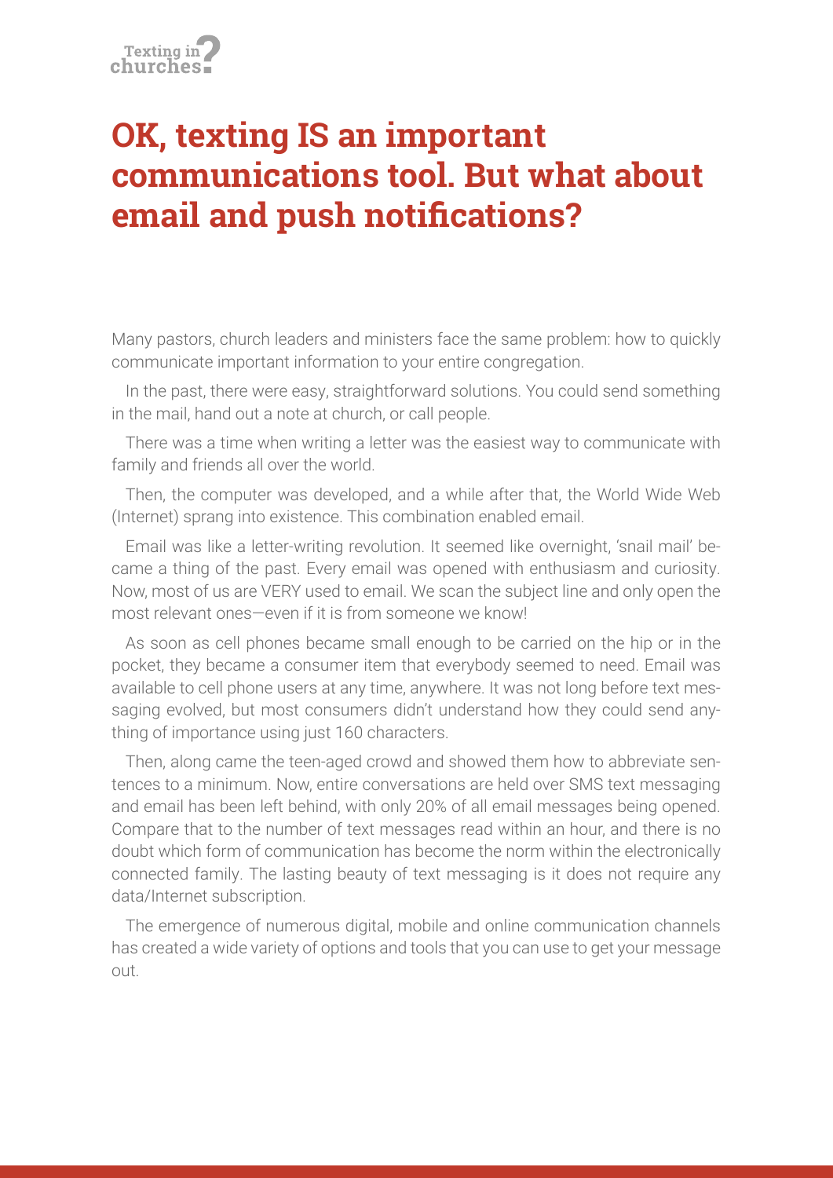# OK, texting IS an important communications tool. But what about email and push notifications?

Many pastors, church leaders and ministers face the same problem: how to quickly communicate important information to your entire congregation.

In the past, there were easy, straightforward solutions. You could send something in the mail, hand out a note at church, or call people.

There was a time when writing a letter was the easiest way to communicate with family and friends all over the world.

Then, the computer was developed, and a while after that, the World Wide Web (Internet) sprang into existence. This combination enabled email.

Email was like a letter-writing revolution. It seemed like overnight, 'snail mail' became a thing of the past. Every email was opened with enthusiasm and curiosity. Now, most of us are VERY used to email. We scan the subject line and only open the most relevant ones—even if it is from someone we know!

As soon as cell phones became small enough to be carried on the hip or in the pocket, they became a consumer item that everybody seemed to need. Email was available to cell phone users at any time, anywhere. It was not long before text messaging evolved, but most consumers didn't understand how they could send anything of importance using just 160 characters.

Then, along came the teen-aged crowd and showed them how to abbreviate sentences to a minimum. Now, entire conversations are held over SMS text messaging and email has been left behind, with only 20% of all email messages being opened. Compare that to the number of text messages read within an hour, and there is no doubt which form of communication has become the norm within the electronically connected family. The lasting beauty of text messaging is it does not require any data/Internet subscription.

The emergence of numerous digital, mobile and online communication channels has created a wide variety of options and tools that you can use to get your message out.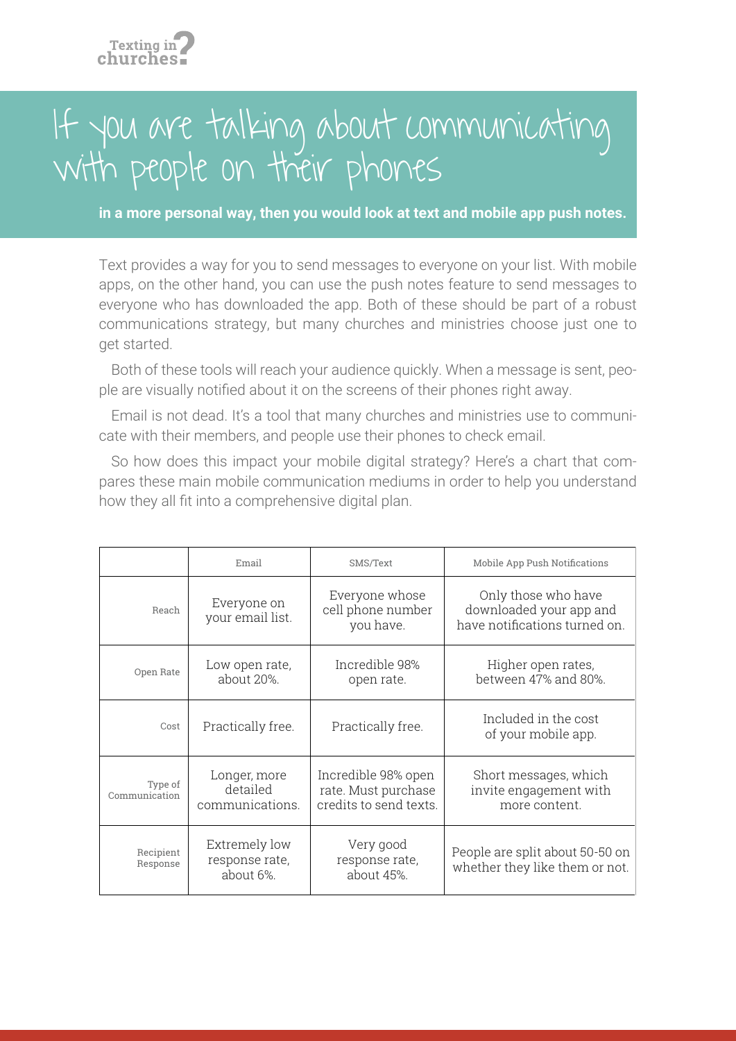# If you are talking about communicating with people on their phones

**in a more personal way, then you would look at text and mobile app push notes.**

Text provides a way for you to send messages to everyone on your list. With mobile apps, on the other hand, you can use the push notes feature to send messages to everyone who has downloaded the app. Both of these should be part of a robust communications strategy, but many churches and ministries choose just one to get started.

Both of these tools will reach your audience quickly. When a message is sent, people are visually notified about it on the screens of their phones right away.

Email is not dead. It's a tool that many churches and ministries use to communicate with their members, and people use their phones to check email.

So how does this impact your mobile digital strategy? Here's a chart that compares these main mobile communication mediums in order to help you understand how they all fit into a comprehensive digital plan.

| | Email | SMS/Text | Mobile App Push Notifications |
|---|---|---|---|
| Reach | Everyone on your email list. | Everyone whose cell phone number you have. | Only those who have downloaded your app and have notifications turned on. |
| Open Rate | Low open rate, about 20%. | Incredible 98% open rate. | Higher open rates, between 47% and 80%. |
| Cost | Practically free. | Practically free. | Included in the cost of your mobile app. |
| Type of Communication | Longer, more detailed communications. | Incredible 98% open rate. Must purchase credits to send texts. | Short messages, which invite engagement with more content. |
| Recipient Response | Extremely low response rate, about 6%. | Very good response rate, about 45%. | People are split about 50-50 on whether they like them or not. |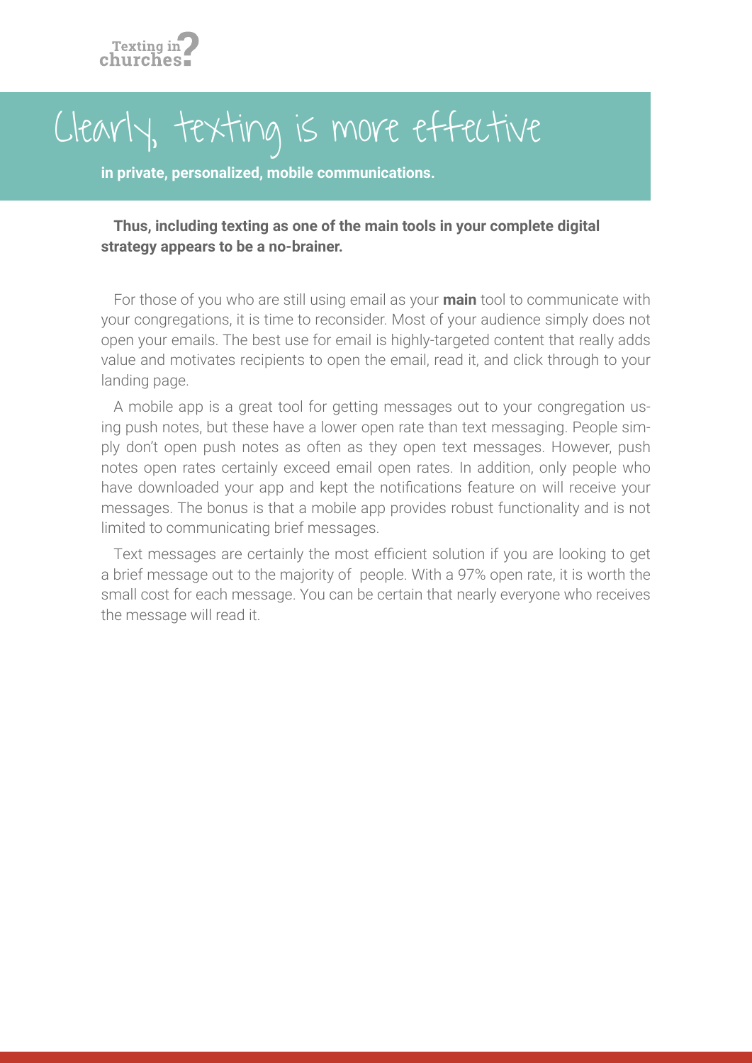# Clearly, texting is more effective

**in private, personalized, mobile communications.**

**Thus, including texting as one of the main tools in your complete digital strategy appears to be a no-brainer.**

For those of you who are still using email as your **main** tool to communicate with your congregations, it is time to reconsider. Most of your audience simply does not open your emails. The best use for email is highly-targeted content that really adds value and motivates recipients to open the email, read it, and click through to your landing page.

A mobile app is a great tool for getting messages out to your congregation using push notes, but these have a lower open rate than text messaging. People simply don't open push notes as often as they open text messages. However, push notes open rates certainly exceed email open rates. In addition, only people who have downloaded your app and kept the notifications feature on will receive your messages. The bonus is that a mobile app provides robust functionality and is not limited to communicating brief messages.

Text messages are certainly the most efficient solution if you are looking to get a brief message out to the majority of people. With a 97% open rate, it is worth the small cost for each message. You can be certain that nearly everyone who receives the message will read it.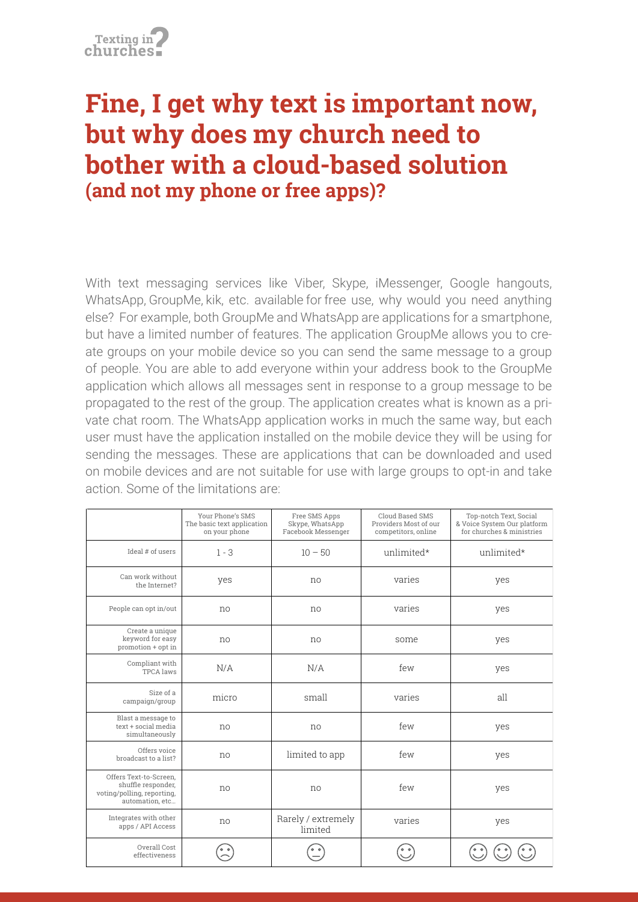# Fine, I get why text is important now, but why does my church need to bother with a cloud-based solution

## (and not my phone or free apps)?

With text messaging services like Viber, Skype, iMessenger, Google hangouts, WhatsApp, GroupMe, kik, etc. available for free use, why would you need anything else? For example, both GroupMe and WhatsApp are applications for a smartphone, but have a limited number of features. The application GroupMe allows you to create groups on your mobile device so you can send the same message to a group of people. You are able to add everyone within your address book to the GroupMe application which allows all messages sent in response to a group message to be propagated to the rest of the group. The application creates what is known as a private chat room. The WhatsApp application works in much the same way, but each user must have the application installed on the mobile device they will be using for sending the messages. These are applications that can be downloaded and used on mobile devices and are not suitable for use with large groups to opt-in and take action. Some of the limitations are:

| | Your Phone's SMS The basic text application on your phone | Free SMS Apps Skype, WhatsApp Facebook Messenger | Cloud Based SMS Providers Most of our competitors, online | Top-notch Text, Social & Voice System Our platform for churches & ministries |
|---|---|---|---|---|
| Ideal # of users | 1 - 3 | 10 – 50 | unlimited* | unlimited* |
| Can work without the Internet? | yes | no | varies | yes |
| People can opt in/out | no | no | varies | yes |
| Create a unique keyword for easy promotion + opt in | no | no | some | yes |
| Compliant with TPCA laws | N/A | N/A | few | yes |
| Size of a campaign/group | micro | small | varies | all |
| Blast a message to text + social media simultaneously | no | no | few | yes |
| Offers voice broadcast to a list? | no | limited to app | few | yes |
| Offers Text-to-Screen, shuffle responder, voting/polling, reporting, automation, etc… | no | no | few | yes |
| Integrates with other apps / API Access | no | Rarely / extremely limited | varies | yes |
| Overall Cost effectiveness | ☹ | 😐 | ☺ | ☺ ☺ ☺ |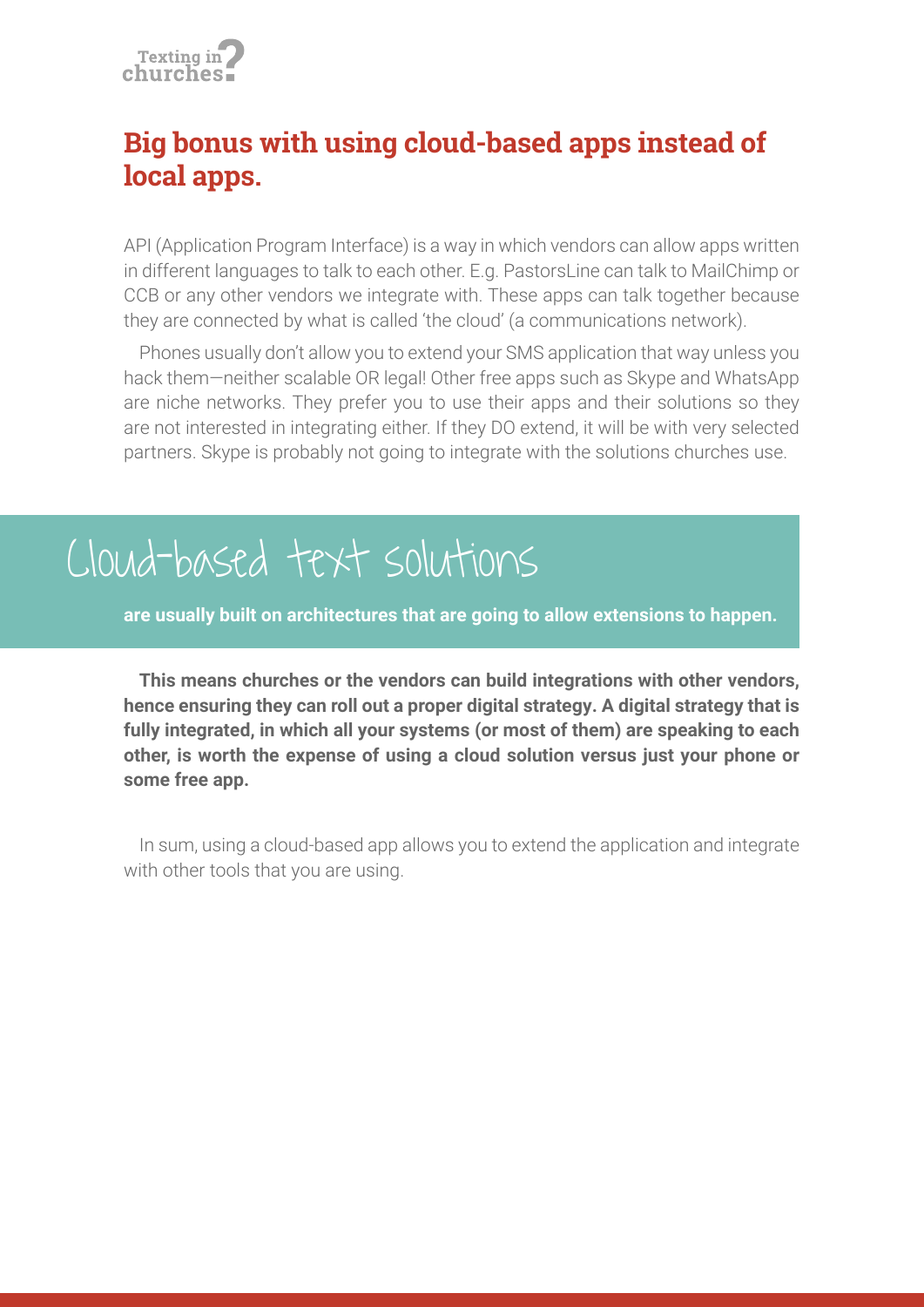## Big bonus with using cloud-based apps instead of local apps.

API (Application Program Interface) is a way in which vendors can allow apps written in different languages to talk to each other. E.g. PastorsLine can talk to MailChimp or CCB or any other vendors we integrate with. These apps can talk together because they are connected by what is called 'the cloud' (a communications network).

Phones usually don't allow you to extend your SMS application that way unless you hack them—neither scalable OR legal! Other free apps such as Skype and WhatsApp are niche networks. They prefer you to use their apps and their solutions so they are not interested in integrating either. If they DO extend, it will be with very selected partners. Skype is probably not going to integrate with the solutions churches use.

# Cloud-based text solutions

**are usually built on architectures that are going to allow extensions to happen.**

**This means churches or the vendors can build integrations with other vendors, hence ensuring they can roll out a proper digital strategy. A digital strategy that is fully integrated, in which all your systems (or most of them) are speaking to each other, is worth the expense of using a cloud solution versus just your phone or some free app.**

In sum, using a cloud-based app allows you to extend the application and integrate with other tools that you are using.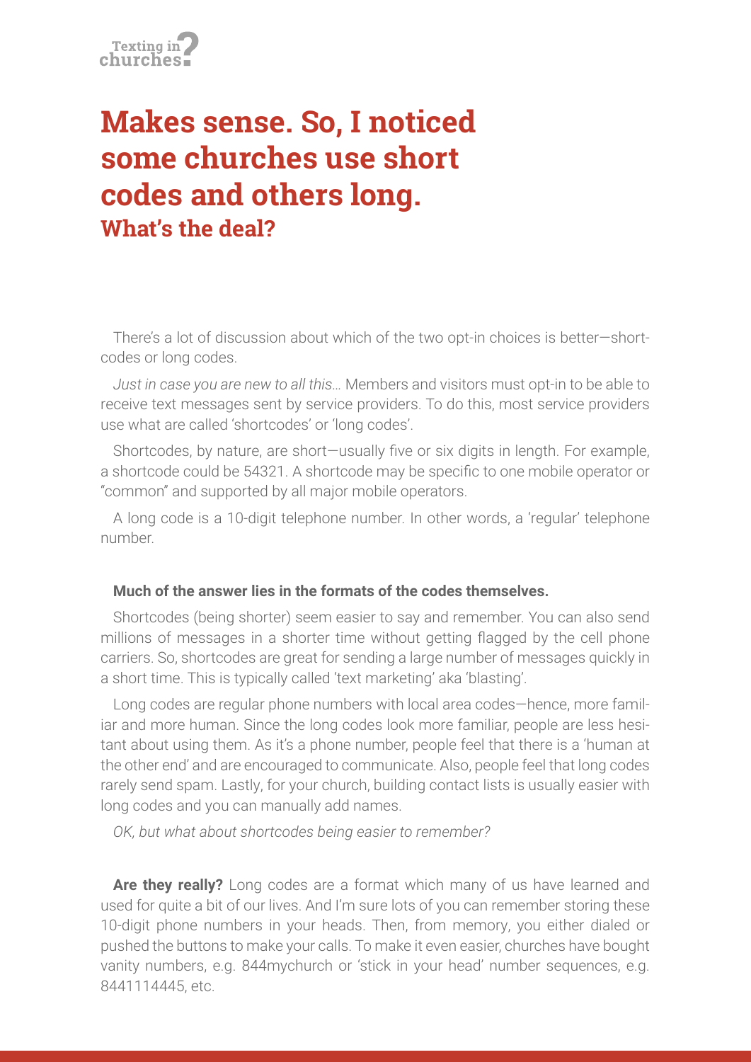# Makes sense. So, I noticed some churches use short codes and others long.

## What's the deal?

There's a lot of discussion about which of the two opt-in choices is better—shortcodes or long codes.

*Just in case you are new to all this…* Members and visitors must opt-in to be able to receive text messages sent by service providers. To do this, most service providers use what are called 'shortcodes' or 'long codes'.

Shortcodes, by nature, are short—usually five or six digits in length. For example, a shortcode could be 54321. A shortcode may be specific to one mobile operator or "common" and supported by all major mobile operators.

A long code is a 10-digit telephone number. In other words, a 'regular' telephone number.

**Much of the answer lies in the formats of the codes themselves.**

Shortcodes (being shorter) seem easier to say and remember. You can also send millions of messages in a shorter time without getting flagged by the cell phone carriers. So, shortcodes are great for sending a large number of messages quickly in a short time. This is typically called 'text marketing' aka 'blasting'.

Long codes are regular phone numbers with local area codes—hence, more familiar and more human. Since the long codes look more familiar, people are less hesitant about using them. As it's a phone number, people feel that there is a 'human at the other end' and are encouraged to communicate. Also, people feel that long codes rarely send spam. Lastly, for your church, building contact lists is usually easier with long codes and you can manually add names.

*OK, but what about shortcodes being easier to remember?*

**Are they really?** Long codes are a format which many of us have learned and used for quite a bit of our lives. And I'm sure lots of you can remember storing these 10-digit phone numbers in your heads. Then, from memory, you either dialed or pushed the buttons to make your calls. To make it even easier, churches have bought vanity numbers, e.g. 844mychurch or 'stick in your head' number sequences, e.g. 8441114445, etc.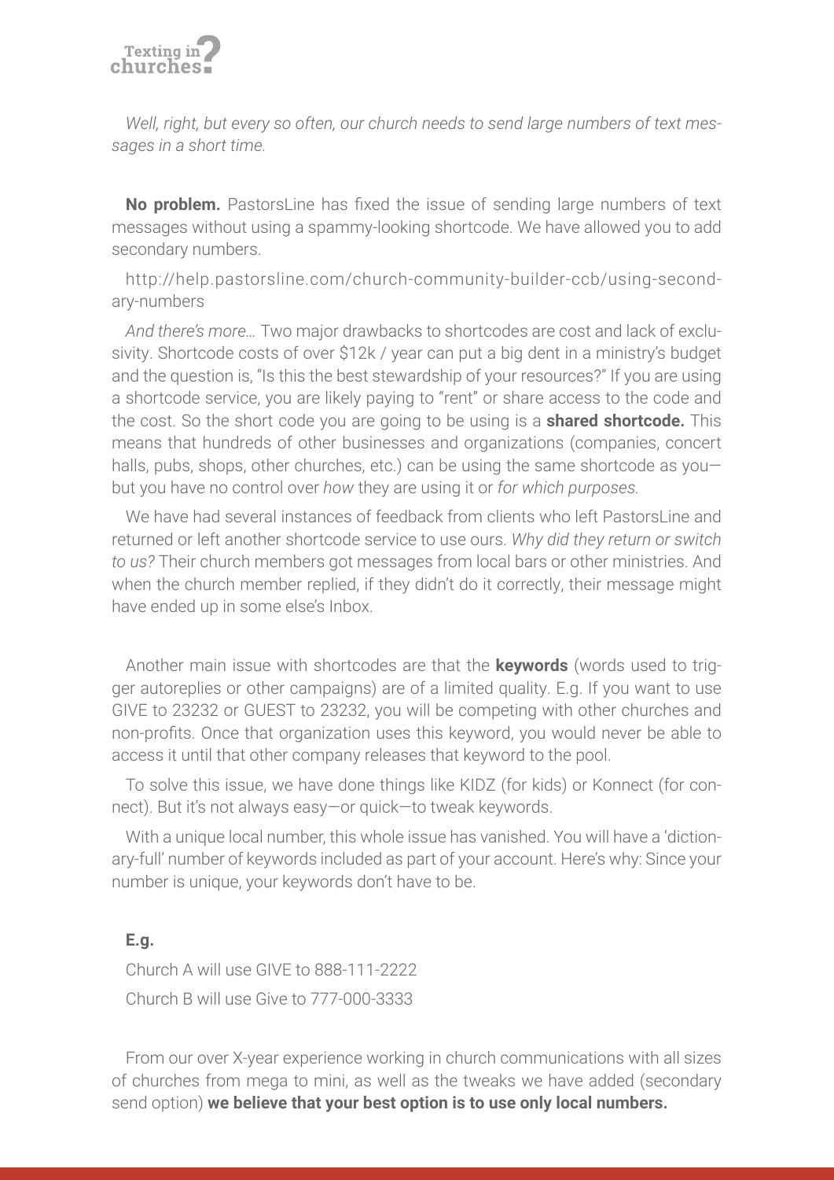*Well, right, but every so often, our church needs to send large numbers of text messages in a short time.*

**No problem.** PastorsLine has fixed the issue of sending large numbers of text messages without using a spammy-looking shortcode. We have allowed you to add secondary numbers.

http://help.pastorsline.com/church-community-builder-ccb/using-secondary-numbers

*And there's more…* Two major drawbacks to shortcodes are cost and lack of exclusivity. Shortcode costs of over $12k / year can put a big dent in a ministry's budget and the question is, "Is this the best stewardship of your resources?" If you are using a shortcode service, you are likely paying to "rent" or share access to the code and the cost. So the short code you are going to be using is a **shared shortcode.** This means that hundreds of other businesses and organizations (companies, concert halls, pubs, shops, other churches, etc.) can be using the same shortcode as you—but you have no control over *how* they are using it or *for which purposes.*

We have had several instances of feedback from clients who left PastorsLine and returned or left another shortcode service to use ours. *Why did they return or switch to us?* Their church members got messages from local bars or other ministries. And when the church member replied, if they didn't do it correctly, their message might have ended up in some else's Inbox.

Another main issue with shortcodes are that the **keywords** (words used to trigger autoreplies or other campaigns) are of a limited quality. E.g. If you want to use GIVE to 23232 or GUEST to 23232, you will be competing with other churches and non-profits. Once that organization uses this keyword, you would never be able to access it until that other company releases that keyword to the pool.

To solve this issue, we have done things like KIDZ (for kids) or Konnect (for connect). But it's not always easy—or quick—to tweak keywords.

With a unique local number, this whole issue has vanished. You will have a 'dictionary-full' number of keywords included as part of your account. Here's why: Since your number is unique, your keywords don't have to be.

**E.g.**

Church A will use GIVE to 888-111-2222

Church B will use Give to 777-000-3333

From our over X-year experience working in church communications with all sizes of churches from mega to mini, as well as the tweaks we have added (secondary send option) **we believe that your best option is to use only local numbers.**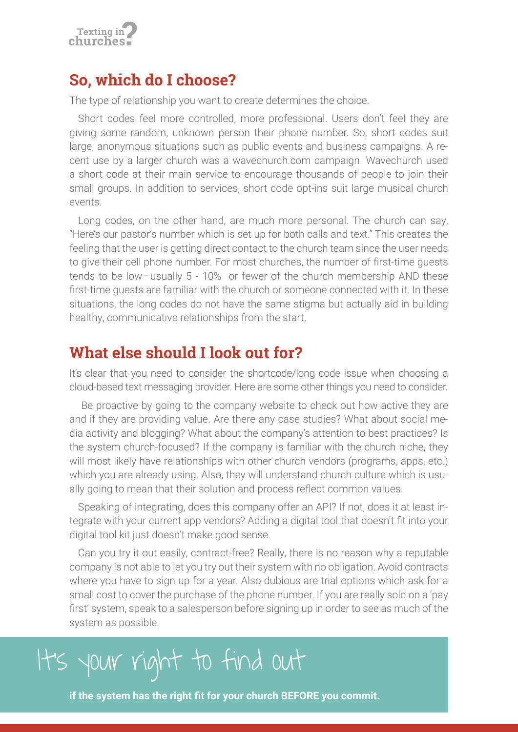## So, which do I choose?

The type of relationship you want to create determines the choice.

Short codes feel more controlled, more professional. Users don't feel they are giving some random, unknown person their phone number. So, short codes suit large, anonymous situations such as public events and business campaigns. A recent use by a larger church was a wavechurch.com campaign. Wavechurch used a short code at their main service to encourage thousands of people to join their small groups. In addition to services, short code opt-ins suit large musical church events.

Long codes, on the other hand, are much more personal. The church can say, "Here's our pastor's number which is set up for both calls and text." This creates the feeling that the user is getting direct contact to the church team since the user needs to give their cell phone number. For most churches, the number of first-time guests tends to be low—usually 5 - 10% or fewer of the church membership AND these first-time guests are familiar with the church or someone connected with it. In these situations, the long codes do not have the same stigma but actually aid in building healthy, communicative relationships from the start.

## What else should I look out for?

It's clear that you need to consider the shortcode/long code issue when choosing a cloud-based text messaging provider. Here are some other things you need to consider.

Be proactive by going to the company website to check out how active they are and if they are providing value. Are there any case studies? What about social media activity and blogging? What about the company's attention to best practices? Is the system church-focused? If the company is familiar with the church niche, they will most likely have relationships with other church vendors (programs, apps, etc.) which you are already using. Also, they will understand church culture which is usually going to mean that their solution and process reflect common values.

Speaking of integrating, does this company offer an API? If not, does it at least integrate with your current app vendors? Adding a digital tool that doesn't fit into your digital tool kit just doesn't make good sense.

Can you try it out easily, contract-free? Really, there is no reason why a reputable company is not able to let you try out their system with no obligation. Avoid contracts where you have to sign up for a year. Also dubious are trial options which ask for a small cost to cover the purchase of the phone number. If you are really sold on a 'pay first' system, speak to a salesperson before signing up in order to see as much of the system as possible.

It's your right to find out

**if the system has the right fit for your church BEFORE you commit.**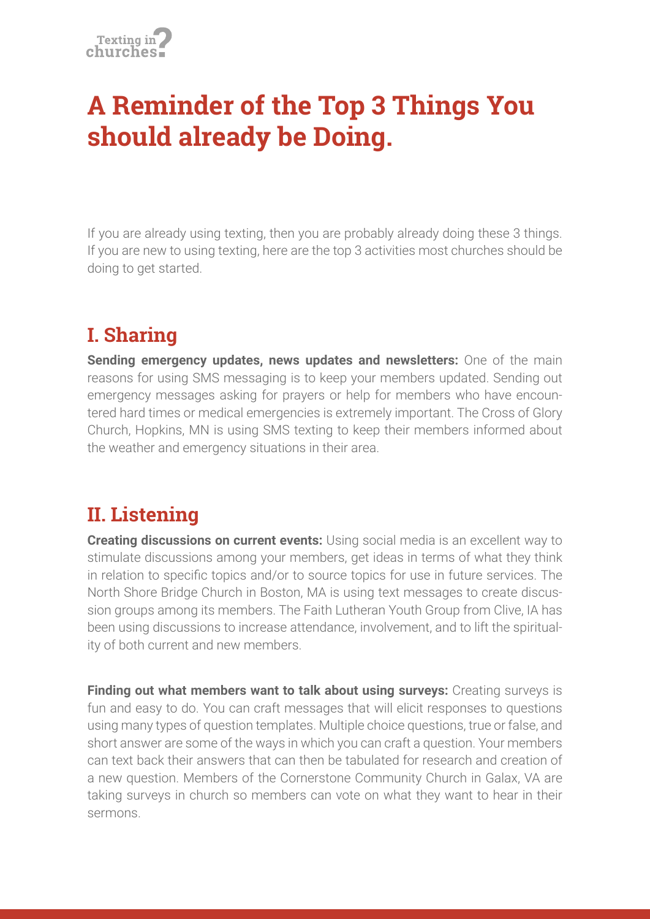# A Reminder of the Top 3 Things You should already be Doing.

If you are already using texting, then you are probably already doing these 3 things. If you are new to using texting, here are the top 3 activities most churches should be doing to get started.

## I. Sharing

**Sending emergency updates, news updates and newsletters:** One of the main reasons for using SMS messaging is to keep your members updated. Sending out emergency messages asking for prayers or help for members who have encountered hard times or medical emergencies is extremely important. The Cross of Glory Church, Hopkins, MN is using SMS texting to keep their members informed about the weather and emergency situations in their area.

## II. Listening

**Creating discussions on current events:** Using social media is an excellent way to stimulate discussions among your members, get ideas in terms of what they think in relation to specific topics and/or to source topics for use in future services. The North Shore Bridge Church in Boston, MA is using text messages to create discussion groups among its members. The Faith Lutheran Youth Group from Clive, IA has been using discussions to increase attendance, involvement, and to lift the spirituality of both current and new members.

**Finding out what members want to talk about using surveys:** Creating surveys is fun and easy to do. You can craft messages that will elicit responses to questions using many types of question templates. Multiple choice questions, true or false, and short answer are some of the ways in which you can craft a question. Your members can text back their answers that can then be tabulated for research and creation of a new question. Members of the Cornerstone Community Church in Galax, VA are taking surveys in church so members can vote on what they want to hear in their sermons.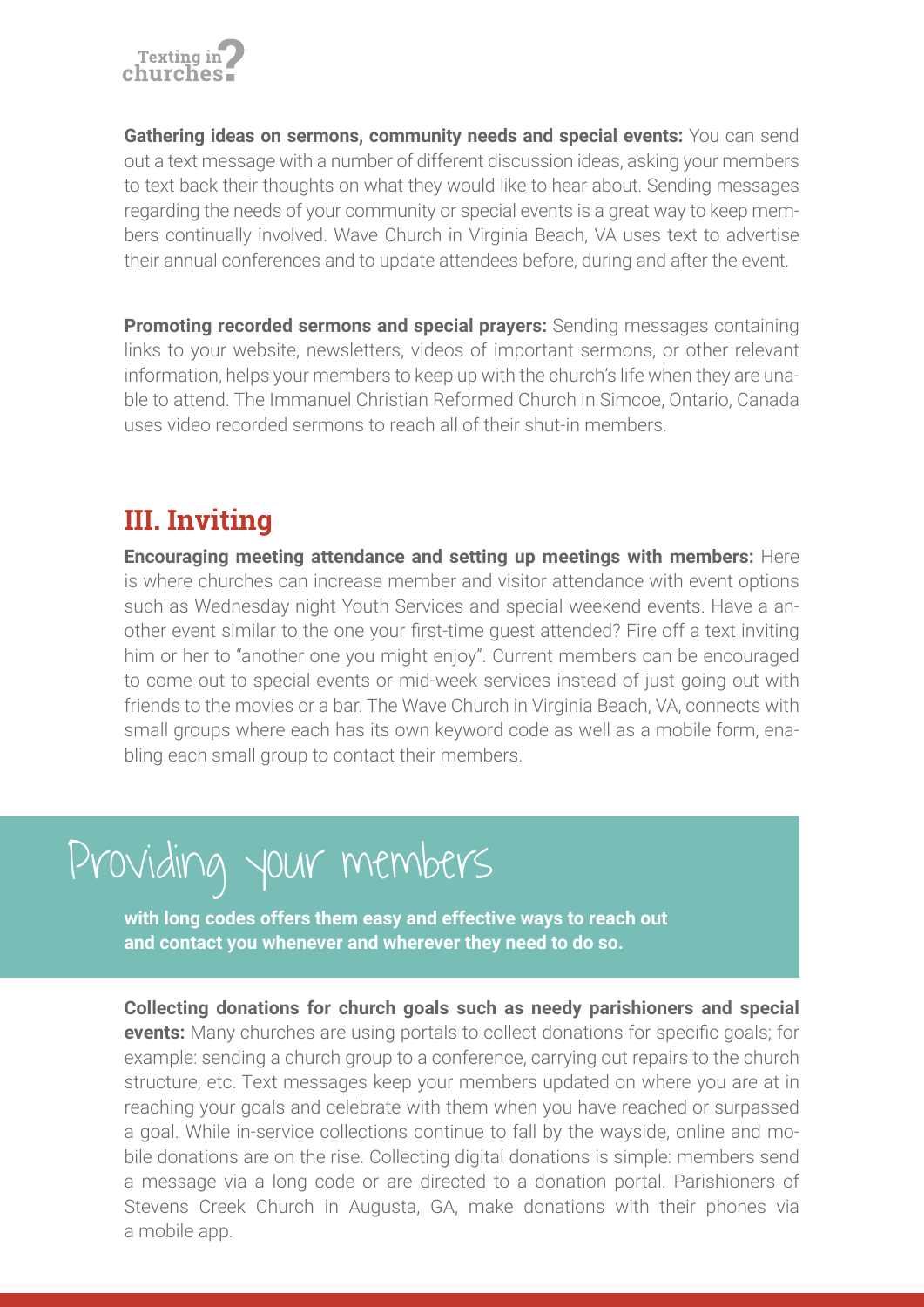**Gathering ideas on sermons, community needs and special events:** You can send out a text message with a number of different discussion ideas, asking your members to text back their thoughts on what they would like to hear about. Sending messages regarding the needs of your community or special events is a great way to keep members continually involved. Wave Church in Virginia Beach, VA uses text to advertise their annual conferences and to update attendees before, during and after the event.

**Promoting recorded sermons and special prayers:** Sending messages containing links to your website, newsletters, videos of important sermons, or other relevant information, helps your members to keep up with the church's life when they are unable to attend. The Immanuel Christian Reformed Church in Simcoe, Ontario, Canada uses video recorded sermons to reach all of their shut-in members.

## III. Inviting

**Encouraging meeting attendance and setting up meetings with members:** Here is where churches can increase member and visitor attendance with event options such as Wednesday night Youth Services and special weekend events. Have a another event similar to the one your first-time guest attended? Fire off a text inviting him or her to "another one you might enjoy". Current members can be encouraged to come out to special events or mid-week services instead of just going out with friends to the movies or a bar. The Wave Church in Virginia Beach, VA, connects with small groups where each has its own keyword code as well as a mobile form, enabling each small group to contact their members.

> Providing your members
>
> **with long codes offers them easy and effective ways to reach out and contact you whenever and wherever they need to do so.**

**Collecting donations for church goals such as needy parishioners and special events:** Many churches are using portals to collect donations for specific goals; for example: sending a church group to a conference, carrying out repairs to the church structure, etc. Text messages keep your members updated on where you are at in reaching your goals and celebrate with them when you have reached or surpassed a goal. While in-service collections continue to fall by the wayside, online and mobile donations are on the rise. Collecting digital donations is simple: members send a message via a long code or are directed to a donation portal. Parishioners of Stevens Creek Church in Augusta, GA, make donations with their phones via a mobile app.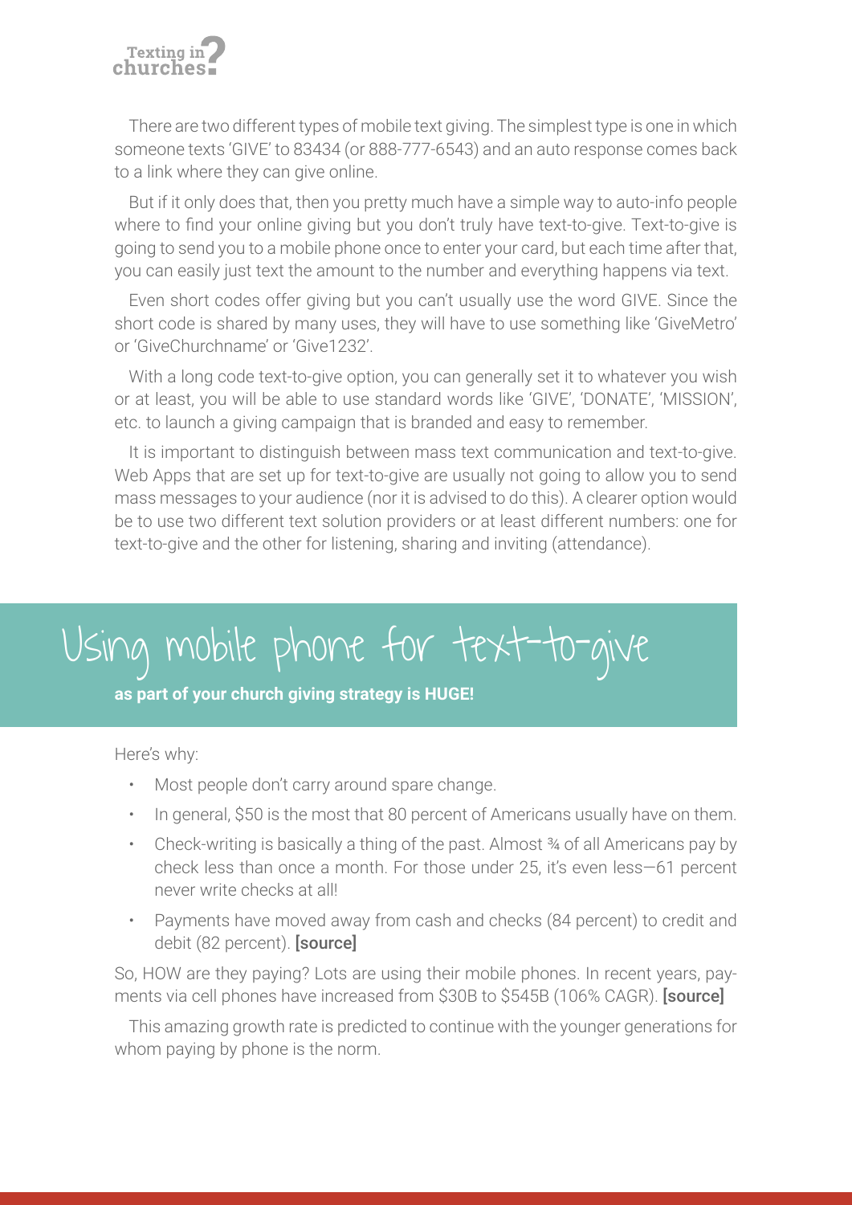There are two different types of mobile text giving. The simplest type is one in which someone texts 'GIVE' to 83434 (or 888-777-6543) and an auto response comes back to a link where they can give online.

But if it only does that, then you pretty much have a simple way to auto-info people where to find your online giving but you don't truly have text-to-give. Text-to-give is going to send you to a mobile phone once to enter your card, but each time after that, you can easily just text the amount to the number and everything happens via text.

Even short codes offer giving but you can't usually use the word GIVE. Since the short code is shared by many uses, they will have to use something like 'GiveMetro' or 'GiveChurchname' or 'Give1232'.

With a long code text-to-give option, you can generally set it to whatever you wish or at least, you will be able to use standard words like 'GIVE', 'DONATE', 'MISSION', etc. to launch a giving campaign that is branded and easy to remember.

It is important to distinguish between mass text communication and text-to-give. Web Apps that are set up for text-to-give are usually not going to allow you to send mass messages to your audience (nor it is advised to do this). A clearer option would be to use two different text solution providers or at least different numbers: one for text-to-give and the other for listening, sharing and inviting (attendance).

## Using mobile phone for text-to-give

**as part of your church giving strategy is HUGE!**

Here's why:

- Most people don't carry around spare change.
- In general, $50 is the most that 80 percent of Americans usually have on them.
- Check-writing is basically a thing of the past. Almost ¾ of all Americans pay by check less than once a month. For those under 25, it's even less—61 percent never write checks at all!
- Payments have moved away from cash and checks (84 percent) to credit and debit (82 percent). **[source]**

So, HOW are they paying? Lots are using their mobile phones. In recent years, payments via cell phones have increased from $30B to $545B (106% CAGR). **[source]**

This amazing growth rate is predicted to continue with the younger generations for whom paying by phone is the norm.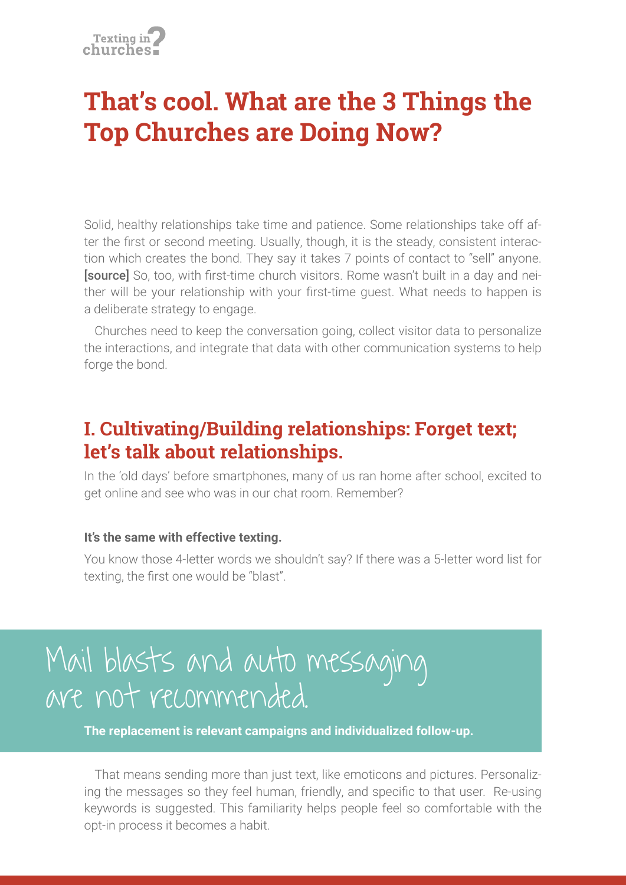## That's cool. What are the 3 Things the Top Churches are Doing Now?

Solid, healthy relationships take time and patience. Some relationships take off after the first or second meeting. Usually, though, it is the steady, consistent interaction which creates the bond. They say it takes 7 points of contact to "sell" anyone. **[source]** So, too, with first-time church visitors. Rome wasn't built in a day and neither will be your relationship with your first-time guest. What needs to happen is a deliberate strategy to engage.

Churches need to keep the conversation going, collect visitor data to personalize the interactions, and integrate that data with other communication systems to help forge the bond.

### I. Cultivating/Building relationships: Forget text; let's talk about relationships.

In the 'old days' before smartphones, many of us ran home after school, excited to get online and see who was in our chat room. Remember?

**It's the same with effective texting.**

You know those 4-letter words we shouldn't say? If there was a 5-letter word list for texting, the first one would be "blast".

> Mail blasts and auto messaging are not recommended.
>
> **The replacement is relevant campaigns and individualized follow-up.**

That means sending more than just text, like emoticons and pictures. Personalizing the messages so they feel human, friendly, and specific to that user. Re-using keywords is suggested. This familiarity helps people feel so comfortable with the opt-in process it becomes a habit.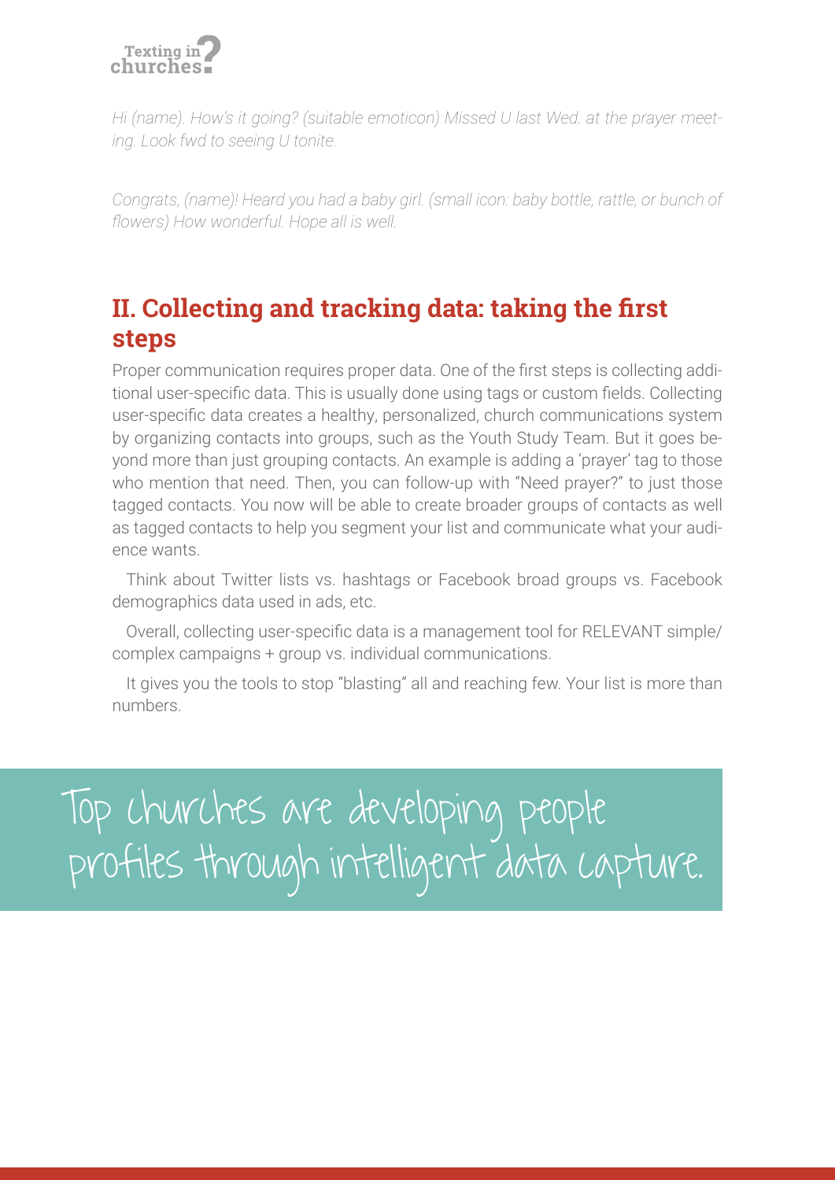*Hi (name). How's it going? (suitable emoticon) Missed U last Wed. at the prayer meeting. Look fwd to seeing U tonite.*

*Congrats, (name)! Heard you had a baby girl. (small icon: baby bottle, rattle, or bunch of flowers) How wonderful. Hope all is well.*

## II. Collecting and tracking data: taking the first steps

Proper communication requires proper data. One of the first steps is collecting additional user-specific data. This is usually done using tags or custom fields. Collecting user-specific data creates a healthy, personalized, church communications system by organizing contacts into groups, such as the Youth Study Team. But it goes beyond more than just grouping contacts. An example is adding a 'prayer' tag to those who mention that need. Then, you can follow-up with "Need prayer?" to just those tagged contacts. You now will be able to create broader groups of contacts as well as tagged contacts to help you segment your list and communicate what your audience wants.

Think about Twitter lists vs. hashtags or Facebook broad groups vs. Facebook demographics data used in ads, etc.

Overall, collecting user-specific data is a management tool for RELEVANT simple/complex campaigns + group vs. individual communications.

It gives you the tools to stop "blasting" all and reaching few. Your list is more than numbers.

> Top churches are developing people profiles through intelligent data capture.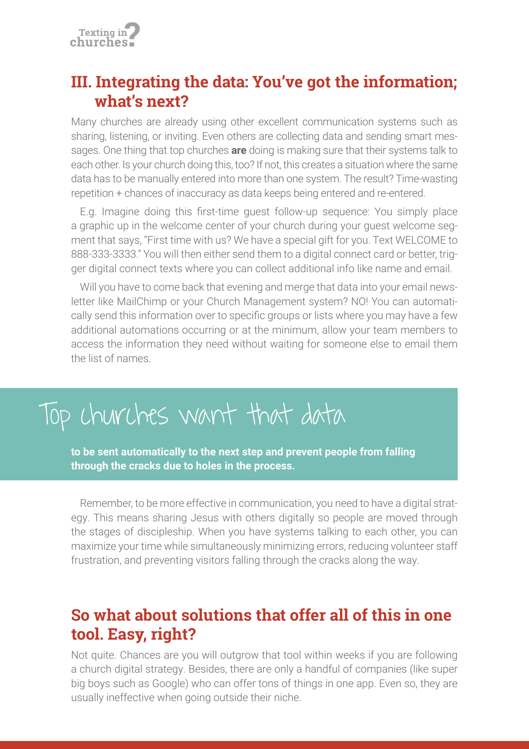## III. Integrating the data: You've got the information; what's next?

Many churches are already using other excellent communication systems such as sharing, listening, or inviting. Even others are collecting data and sending smart messages. One thing that top churches **are** doing is making sure that their systems talk to each other. Is your church doing this, too? If not, this creates a situation where the same data has to be manually entered into more than one system. The result? Time-wasting repetition + chances of inaccuracy as data keeps being entered and re-entered.

E.g. Imagine doing this first-time guest follow-up sequence: You simply place a graphic up in the welcome center of your church during your guest welcome segment that says, "First time with us? We have a special gift for you. Text WELCOME to 888-333-3333." You will then either send them to a digital connect card or better, trigger digital connect texts where you can collect additional info like name and email.

Will you have to come back that evening and merge that data into your email newsletter like MailChimp or your Church Management system? NO! You can automatically send this information over to specific groups or lists where you may have a few additional automations occurring or at the minimum, allow your team members to access the information they need without waiting for someone else to email them the list of names.

> Top churches want that data
>
> **to be sent automatically to the next step and prevent people from falling through the cracks due to holes in the process.**

Remember, to be more effective in communication, you need to have a digital strategy. This means sharing Jesus with others digitally so people are moved through the stages of discipleship. When you have systems talking to each other, you can maximize your time while simultaneously minimizing errors, reducing volunteer staff frustration, and preventing visitors falling through the cracks along the way.

## So what about solutions that offer all of this in one tool. Easy, right?

Not quite. Chances are you will outgrow that tool within weeks if you are following a church digital strategy. Besides, there are only a handful of companies (like super big boys such as Google) who can offer tons of things in one app. Even so, they are usually ineffective when going outside their niche.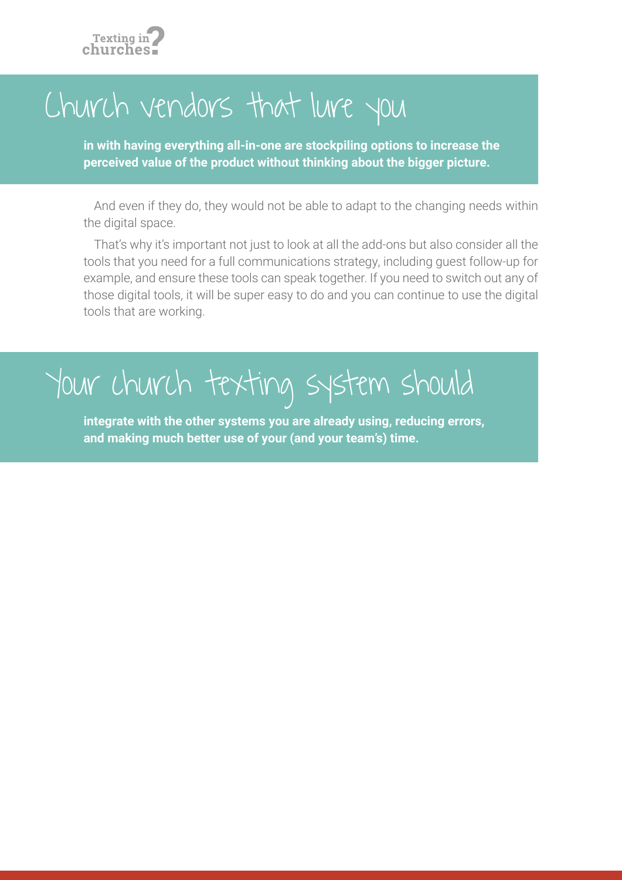## Church vendors that lure you

**in with having everything all-in-one are stockpiling options to increase the perceived value of the product without thinking about the bigger picture.**

And even if they do, they would not be able to adapt to the changing needs within the digital space.

That's why it's important not just to look at all the add-ons but also consider all the tools that you need for a full communications strategy, including guest follow-up for example, and ensure these tools can speak together. If you need to switch out any of those digital tools, it will be super easy to do and you can continue to use the digital tools that are working.

## Your church texting system should

**integrate with the other systems you are already using, reducing errors, and making much better use of your (and your team's) time.**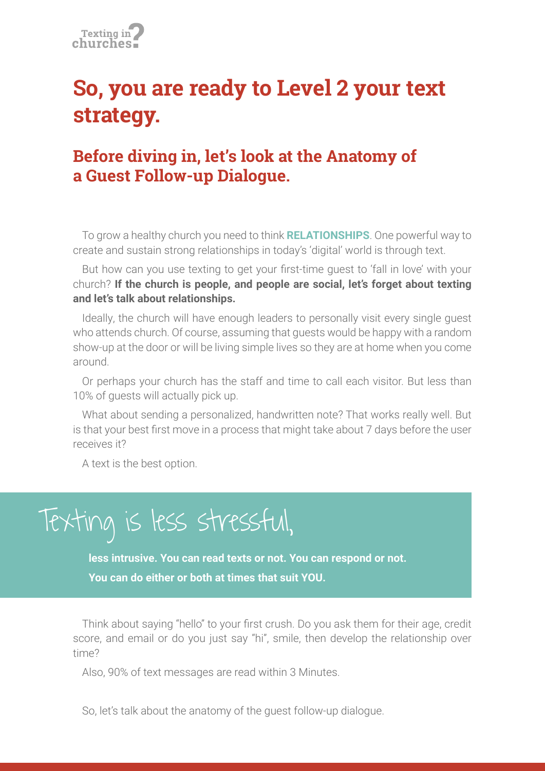# So, you are ready to Level 2 your text strategy.

## Before diving in, let's look at the Anatomy of a Guest Follow-up Dialogue.

To grow a healthy church you need to think **RELATIONSHIPS**. One powerful way to create and sustain strong relationships in today's 'digital' world is through text.

But how can you use texting to get your first-time guest to 'fall in love' with your church? **If the church is people, and people are social, let's forget about texting and let's talk about relationships.**

Ideally, the church will have enough leaders to personally visit every single guest who attends church. Of course, assuming that guests would be happy with a random show-up at the door or will be living simple lives so they are at home when you come around.

Or perhaps your church has the staff and time to call each visitor. But less than 10% of guests will actually pick up.

What about sending a personalized, handwritten note? That works really well. But is that your best first move in a process that might take about 7 days before the user receives it?

A text is the best option.

> Texting is less stressful,
>
> **less intrusive. You can read texts or not. You can respond or not. You can do either or both at times that suit YOU.**

Think about saying "hello" to your first crush. Do you ask them for their age, credit score, and email or do you just say "hi", smile, then develop the relationship over time?

Also, 90% of text messages are read within 3 Minutes.

So, let's talk about the anatomy of the guest follow-up dialogue.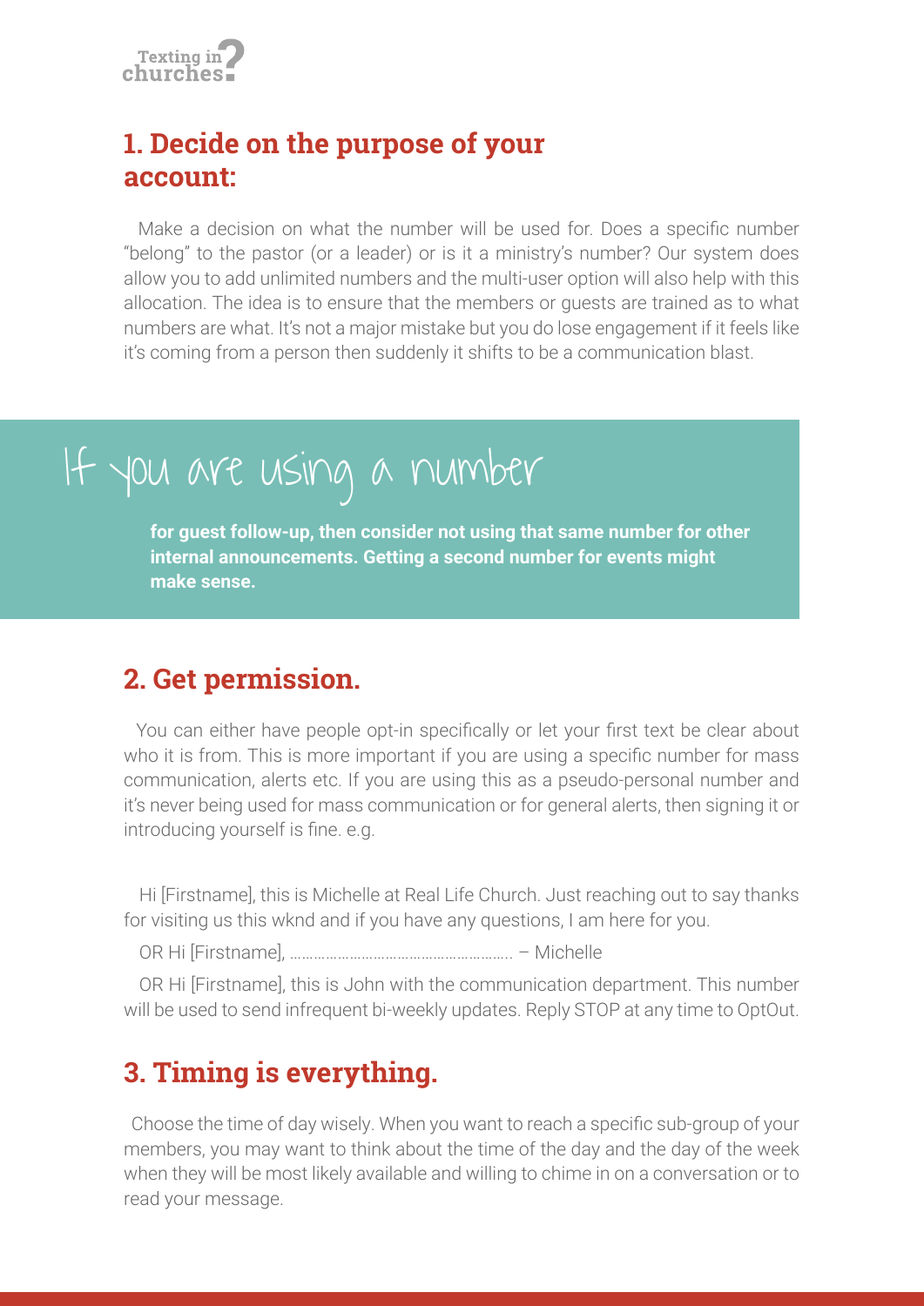## 1. Decide on the purpose of your account:

Make a decision on what the number will be used for. Does a specific number "belong" to the pastor (or a leader) or is it a ministry's number? Our system does allow you to add unlimited numbers and the multi-user option will also help with this allocation. The idea is to ensure that the members or guests are trained as to what numbers are what. It's not a major mistake but you do lose engagement if it feels like it's coming from a person then suddenly it shifts to be a communication blast.

> If you are using a number
>
> **for guest follow-up, then consider not using that same number for other internal announcements. Getting a second number for events might make sense.**

## 2. Get permission.

You can either have people opt-in specifically or let your first text be clear about who it is from. This is more important if you are using a specific number for mass communication, alerts etc. If you are using this as a pseudo-personal number and it's never being used for mass communication or for general alerts, then signing it or introducing yourself is fine. e.g.

Hi [Firstname], this is Michelle at Real Life Church. Just reaching out to say thanks for visiting us this wknd and if you have any questions, I am here for you.

OR Hi [Firstname], ………………………………………………. – Michelle

OR Hi [Firstname], this is John with the communication department. This number will be used to send infrequent bi-weekly updates. Reply STOP at any time to OptOut.

## 3. Timing is everything.

Choose the time of day wisely. When you want to reach a specific sub-group of your members, you may want to think about the time of the day and the day of the week when they will be most likely available and willing to chime in on a conversation or to read your message.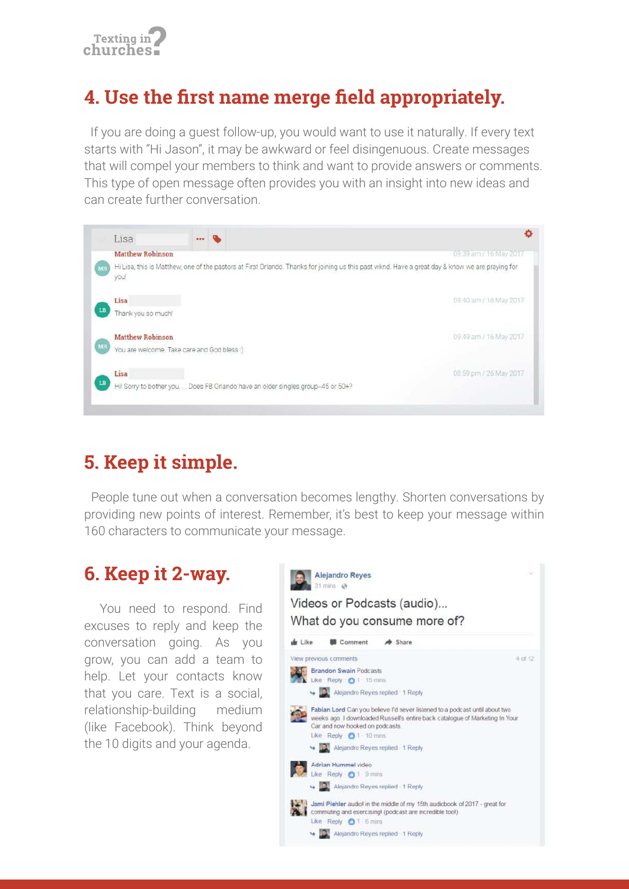## 4. Use the first name merge field appropriately.

If you are doing a guest follow-up, you would want to use it naturally. If every text starts with "Hi Jason", it may be awkward or feel disingenuous. Create messages that will compel your members to think and want to provide answers or comments. This type of open message often provides you with an insight into new ideas and can create further conversation.

Lisa

**Matthew Robinson** — 09:39 am / 16 May 2017
Hi Lisa, this is Matthew, one of the pastors at First Orlando. Thanks for joining us this past wknd. Have a great day & know we are praying for you!

**Lisa** — 09:40 am / 16 May 2017
Thank you so much!

**Matthew Robinson** — 09:49 am / 16 May 2017
You are welcome. Take care and God bless :)

**Lisa** — 08:59 pm / 26 May 2017
Hi! Sorry to bother you. . . Does FB Orlando have an older singles group--45 or 50+?

## 5. Keep it simple.

People tune out when a conversation becomes lengthy. Shorten conversations by providing new points of interest. Remember, it's best to keep your message within 160 characters to communicate your message.

## 6. Keep it 2-way.

You need to respond. Find excuses to reply and keep the conversation going. As you grow, you can add a team to help. Let your contacts know that you care. Text is a social, relationship-building medium (like Facebook). Think beyond the 10 digits and your agenda.

**Alejandro Reyes** · 31 mins

Videos or Podcasts (audio)...
What do you consume more of?

Like · Comment · Share

View previous comments — 4 of 12

**Brandon Swain** Podcasts
Like · Reply · 1 · 15 mins
Alejandro Reyes replied · 1 Reply

**Fabian Lord** Can you believe I'd never listened to a podcast until about two weeks ago. I downloaded Russell's entire back catalogue of Marketing In Your Car and now hooked on podcasts.
Like · Reply · 1 · 10 mins
Alejandro Reyes replied · 1 Reply

**Adrian Hummel** video
Like · Reply · 1 · 9 mins
Alejandro Reyes replied · 1 Reply

**Jami Piehler** audio! in the middle of my 15th audiobook of 2017 - great for commuting and exercising! (podcast are incredible too!)
Like · Reply · 1 · 6 mins
Alejandro Reyes replied · 1 Reply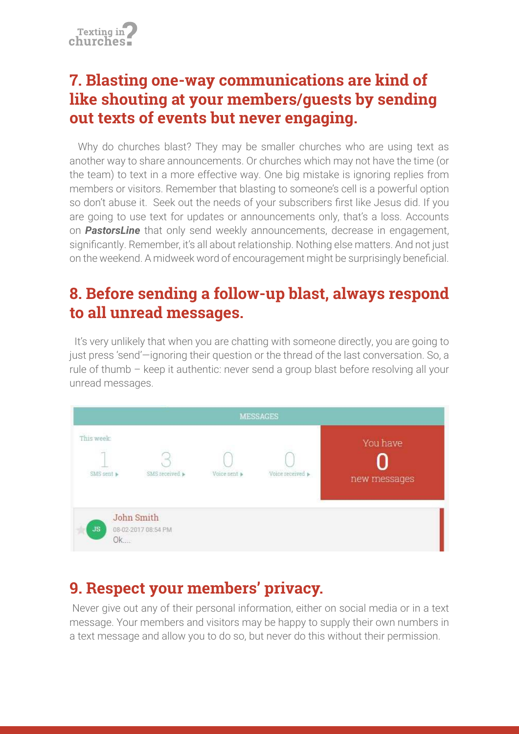## 7. Blasting one-way communications are kind of like shouting at your members/guests by sending out texts of events but never engaging.

Why do churches blast? They may be smaller churches who are using text as another way to share announcements. Or churches which may not have the time (or the team) to text in a more effective way. One big mistake is ignoring replies from members or visitors. Remember that blasting to someone's cell is a powerful option so don't abuse it. Seek out the needs of your subscribers first like Jesus did. If you are going to use text for updates or announcements only, that's a loss. Accounts on ***PastorsLine*** that only send weekly announcements, decrease in engagement, significantly. Remember, it's all about relationship. Nothing else matters. And not just on the weekend. A midweek word of encouragement might be surprisingly beneficial.

## 8. Before sending a follow-up blast, always respond to all unread messages.

It's very unlikely that when you are chatting with someone directly, you are going to just press 'send'—ignoring their question or the thread of the last conversation. So, a rule of thumb – keep it authentic: never send a group blast before resolving all your unread messages.

## 9. Respect your members' privacy.

Never give out any of their personal information, either on social media or in a text message. Your members and visitors may be happy to supply their own numbers in a text message and allow you to do so, but never do this without their permission.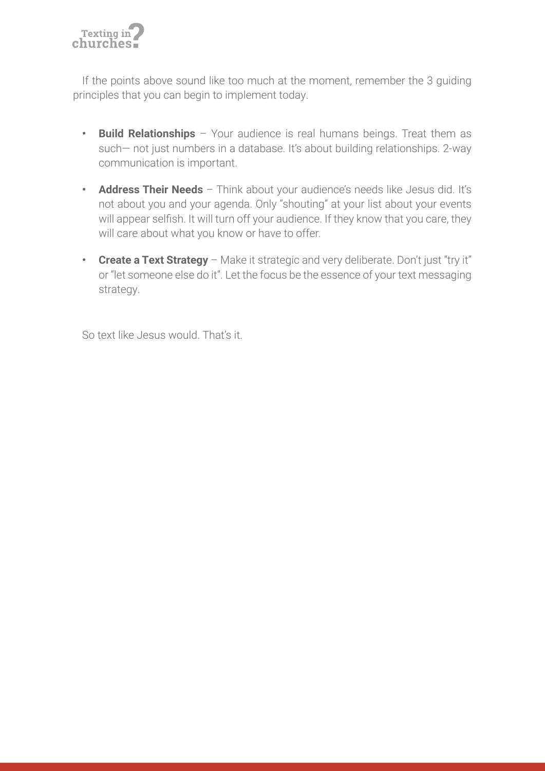If the points above sound like too much at the moment, remember the 3 guiding principles that you can begin to implement today.

- **Build Relationships** – Your audience is real humans beings. Treat them as such— not just numbers in a database. It's about building relationships. 2-way communication is important.
- **Address Their Needs** – Think about your audience's needs like Jesus did. It's not about you and your agenda. Only "shouting" at your list about your events will appear selfish. It will turn off your audience. If they know that you care, they will care about what you know or have to offer.
- **Create a Text Strategy** – Make it strategic and very deliberate. Don't just "try it" or "let someone else do it". Let the focus be the essence of your text messaging strategy.

So text like Jesus would. That's it.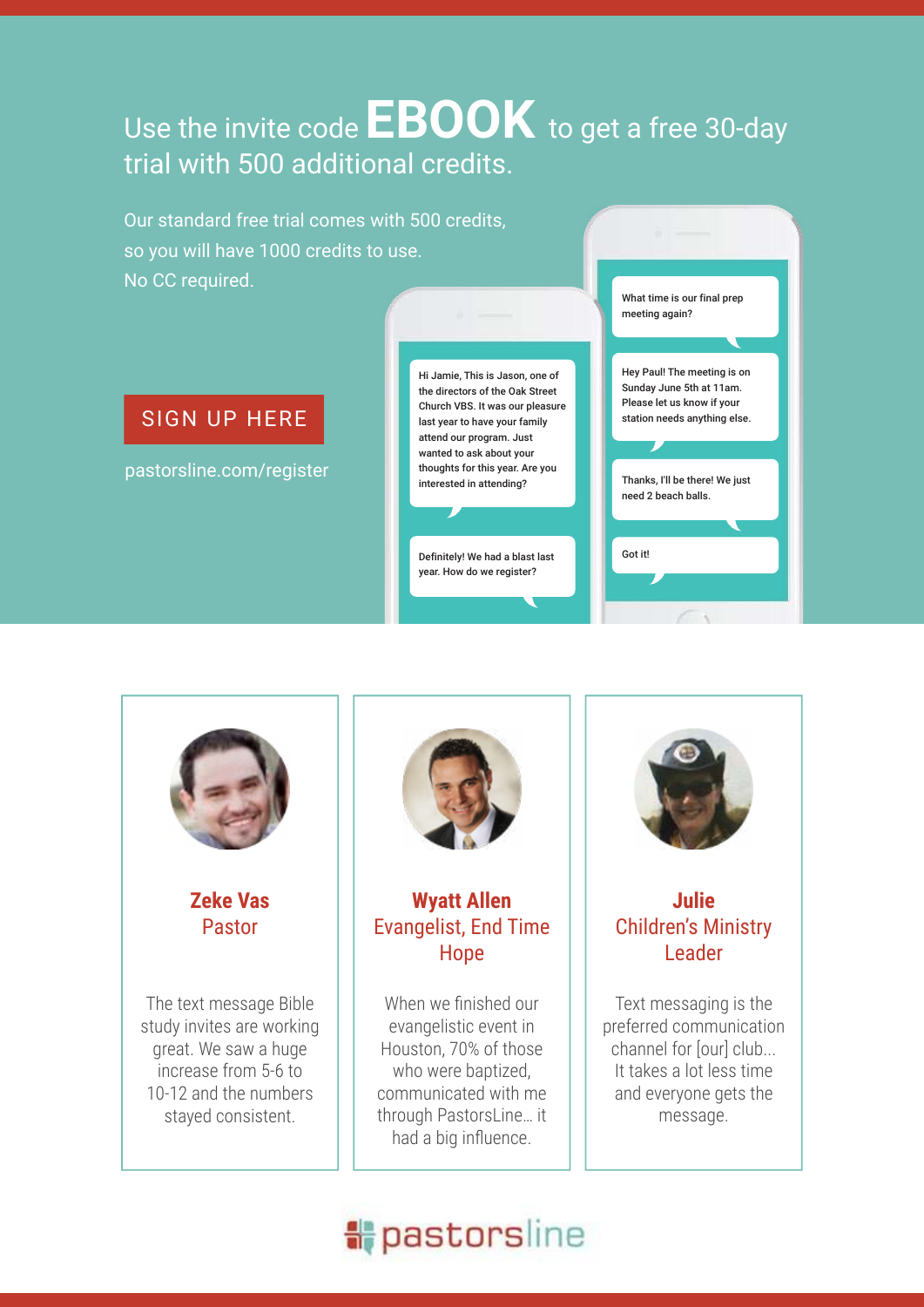# Use the invite code **EBOOK** to get a free 30-day trial with 500 additional credits.

Our standard free trial comes with 500 credits, so you will have 1000 credits to use.
No CC required.

**SIGN UP HERE**

pastorsline.com/register

Hi Jamie, This is Jason, one of the directors of the Oak Street Church VBS. It was our pleasure last year to have your family attend our program. Just wanted to ask about your thoughts for this year. Are you interested in attending?

Definitely! We had a blast last year. How do we register?

What time is our final prep meeting again?

Hey Paul! The meeting is on Sunday June 5th at 11am. Please let us know if your station needs anything else.

Thanks, I'll be there! We just need 2 beach balls.

Got it!

**Zeke Vas**
Pastor

The text message Bible study invites are working great. We saw a huge increase from 5-6 to 10-12 and the numbers stayed consistent.

**Wyatt Allen**
Evangelist, End Time Hope

When we finished our evangelistic event in Houston, 70% of those who were baptized, communicated with me through PastorsLine… it had a big influence.

**Julie**
Children's Ministry Leader

Text messaging is the preferred communication channel for [our] club... It takes a lot less time and everyone gets the message.

pastorsline